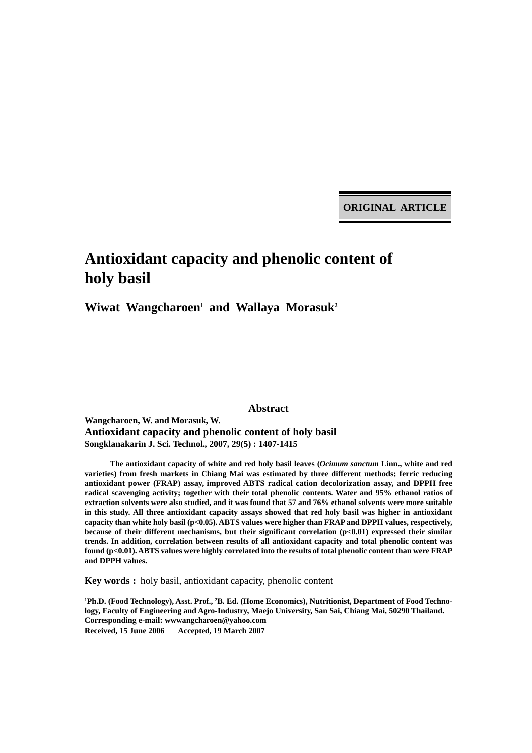ORIGINAL ARTICLE

# Antioxidant capacity and phenolic content of holy basil

**Wiwat Wangcharoen[1] and Wallaya Morasuk[2]**

## Abstract

**Wangcharoen, W. and Morasuk, W.**
**Antioxidant capacity and phenolic content of holy basil**
**Songklanakarin J. Sci. Technol., 2007, 29(5) : 1407-1415**

**The antioxidant capacity of white and red holy basil leaves (*Ocimum sanctum* Linn., white and red varieties) from fresh markets in Chiang Mai was estimated by three different methods; ferric reducing antioxidant power (FRAP) assay, improved ABTS radical cation decolorization assay, and DPPH free radical scavenging activity; together with their total phenolic contents. Water and 95% ethanol ratios of extraction solvents were also studied, and it was found that 57 and 76% ethanol solvents were more suitable in this study. All three antioxidant capacity assays showed that red holy basil was higher in antioxidant capacity than white holy basil ($p<0.05$). ABTS values were higher than FRAP and DPPH values, respectively, because of their different mechanisms, but their significant correlation ($p<0.01$) expressed their similar trends. In addition, correlation between results of all antioxidant capacity and total phenolic content was found ($p<0.01$). ABTS values were highly correlated into the results of total phenolic content than were FRAP and DPPH values.**

**Key words :** holy basil, antioxidant capacity, phenolic content

**[1]Ph.D. (Food Technology), Asst. Prof., [2]B. Ed. (Home Economics), Nutritionist, Department of Food Technology, Faculty of Engineering and Agro-Industry, Maejo University, San Sai, Chiang Mai, 50290 Thailand.**
**Corresponding e-mail: wwwangcharoen@yahoo.com**
**Received, 15 June 2006 Accepted, 19 March 2007**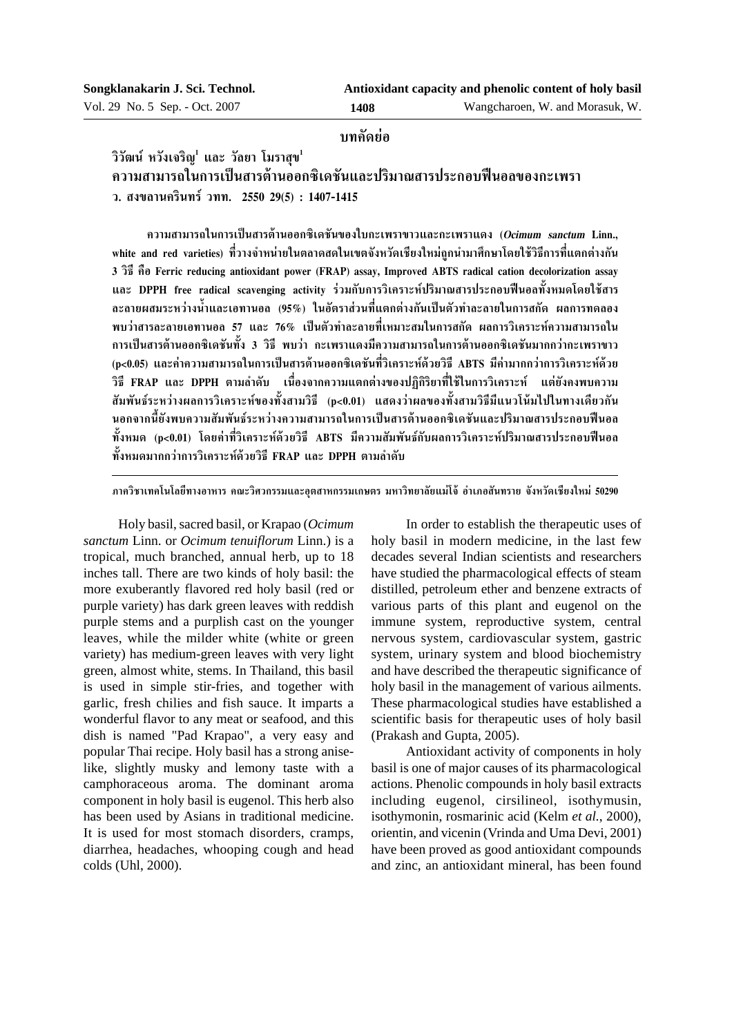## บทคัดย่อ

**วิวัฒน์ หวังเจริญ[1] และ วัลยา โมราสุข[1]**

**ความสามารถในการเป็นสารต้านออกซิเดชันและปริมาณสารประกอบฟีนอลของกะเพรา**

**ว. สงขลานครินทร์ วทท. 2550 29(5) : 1407-1415**

**ความสามารถในการเป็นสารต้านออกซิเดชันของใบกะเพราขาวและกะเพราแดง (*Ocimum sanctum* Linn., white and red varieties) ที่วางจำหน่ายในตลาดสดในเขตจังหวัดเชียงใหม่ถูกนำมาศึกษาโดยใช้วิธีการที่แตกต่างกัน 3 วิธี คือ Ferric reducing antioxidant power (FRAP) assay, Improved ABTS radical cation decolorization assay และ DPPH free radical scavenging activity ร่วมกับการวิเคราะห์ปริมาณสารประกอบฟีนอลทั้งหมดโดยใช้สารละลายผสมระหว่างน้ำและเอทานอล (95%) ในอัตราส่วนที่แตกต่างกันเป็นตัวทำละลายในการสกัด ผลการทดลองพบว่าสารละลายเอทานอล 57 และ 76% เป็นตัวทำละลายที่เหมาะสมในการสกัด ผลการวิเคราะห์ความสามารถในการเป็นสารต้านออกซิเดชันทั้ง 3 วิธี พบว่า กะเพราแดงมีความสามารถในการต้านออกซิเดชันมากกว่ากะเพราขาว ($p<0.05$) และค่าความสามารถในการเป็นสารต้านออกซิเดชันที่วิเคราะห์ด้วยวิธี ABTS มีค่ามากกว่าการวิเคราะห์ด้วยวิธี FRAP และ DPPH ตามลำดับ เนื่องจากความแตกต่างของปฏิกิริยาที่ใช้ในการวิเคราะห์ แต่ยังคงพบความสัมพันธ์ระหว่างผลการวิเคราะห์ของทั้งสามวิธี ($p<0.01$) แสดงว่าผลของทั้งสามวิธีมีแนวโน้มไปในทางเดียวกัน นอกจากนี้ยังพบความสัมพันธ์ระหว่างความสามารถในการเป็นสารต้านออกซิเดชันและปริมาณสารประกอบฟีนอลทั้งหมด ($p<0.01$) โดยค่าที่วิเคราะห์ด้วยวิธี ABTS มีความสัมพันธ์กับผลการวิเคราะห์ปริมาณสารประกอบฟีนอลทั้งหมดมากกว่าการวิเคราะห์ด้วยวิธี FRAP และ DPPH ตามลำดับ**

---

**ภาควิชาเทคโนโลยีทางอาหาร คณะวิศวกรรมและอุตสาหกรรมเกษตร มหาวิทยาลัยแม่โจ้ อำเภอสันทราย จังหวัดเชียงใหม่ 50290**

Holy basil, sacred basil, or Krapao (*Ocimum sanctum* Linn. or *Ocimum tenuiflorum* Linn.) is a tropical, much branched, annual herb, up to 18 inches tall. There are two kinds of holy basil: the more exuberantly flavored red holy basil (red or purple variety) has dark green leaves with reddish purple stems and a purplish cast on the younger leaves, while the milder white (white or green variety) has medium-green leaves with very light green, almost white, stems. In Thailand, this basil is used in simple stir-fries, and together with garlic, fresh chilies and fish sauce. It imparts a wonderful flavor to any meat or seafood, and this dish is named "Pad Krapao", a very easy and popular Thai recipe. Holy basil has a strong anise-like, slightly musky and lemony taste with a camphoraceous aroma. The dominant aroma component in holy basil is eugenol. This herb also has been used by Asians in traditional medicine. It is used for most stomach disorders, cramps, diarrhea, headaches, whooping cough and head colds (Uhl, 2000).

In order to establish the therapeutic uses of holy basil in modern medicine, in the last few decades several Indian scientists and researchers have studied the pharmacological effects of steam distilled, petroleum ether and benzene extracts of various parts of this plant and eugenol on the immune system, reproductive system, central nervous system, cardiovascular system, gastric system, urinary system and blood biochemistry and have described the therapeutic significance of holy basil in the management of various ailments. These pharmacological studies have established a scientific basis for therapeutic uses of holy basil (Prakash and Gupta, 2005).

Antioxidant activity of components in holy basil is one of major causes of its pharmacological actions. Phenolic compounds in holy basil extracts including eugenol, cirsilineol, isothymusin, isothymonin, rosmarinic acid (Kelm *et al.*, 2000), orientin, and vicenin (Vrinda and Uma Devi, 2001) have been proved as good antioxidant compounds and zinc, an antioxidant mineral, has been found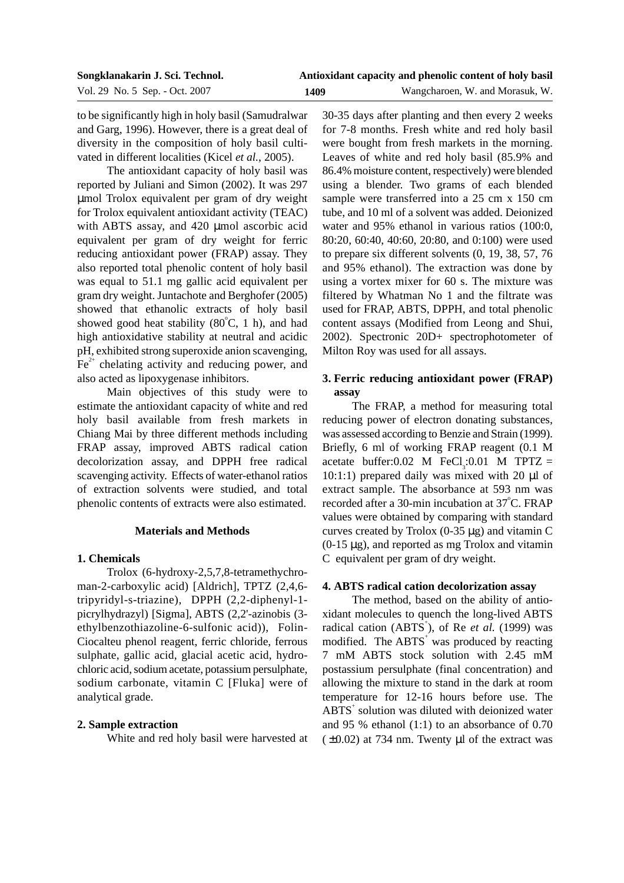to be significantly high in holy basil (Samudralwar and Garg, 1996). However, there is a great deal of diversity in the composition of holy basil cultivated in different localities (Kicel *et al.*, 2005).

The antioxidant capacity of holy basil was reported by Juliani and Simon (2002). It was 297 μmol Trolox equivalent per gram of dry weight for Trolox equivalent antioxidant activity (TEAC) with ABTS assay, and 420 μmol ascorbic acid equivalent per gram of dry weight for ferric reducing antioxidant power (FRAP) assay. They also reported total phenolic content of holy basil was equal to 51.1 mg gallic acid equivalent per gram dry weight. Juntachote and Berghofer (2005) showed that ethanolic extracts of holy basil showed good heat stability (80°C, 1 h), and had high antioxidative stability at neutral and acidic pH, exhibited strong superoxide anion scavenging, $Fe^{2+}$ chelating activity and reducing power, and also acted as lipoxygenase inhibitors.

Main objectives of this study were to estimate the antioxidant capacity of white and red holy basil available from fresh markets in Chiang Mai by three different methods including FRAP assay, improved ABTS radical cation decolorization assay, and DPPH free radical scavenging activity. Effects of water-ethanol ratios of extraction solvents were studied, and total phenolic contents of extracts were also estimated.

## Materials and Methods

### 1. Chemicals

Trolox (6-hydroxy-2,5,7,8-tetramethychroman-2-carboxylic acid) [Aldrich], TPTZ (2,4,6-tripyridyl-s-triazine), DPPH (2,2-diphenyl-1-picrylhydrazyl) [Sigma], ABTS (2,2'-azinobis (3-ethylbenzothiazoline-6-sulfonic acid)), Folin-Ciocalteu phenol reagent, ferric chloride, ferrous sulphate, gallic acid, glacial acetic acid, hydrochloric acid, sodium acetate, potassium persulphate, sodium carbonate, vitamin C [Fluka] were of analytical grade.

### 2. Sample extraction

White and red holy basil were harvested at 30-35 days after planting and then every 2 weeks for 7-8 months. Fresh white and red holy basil were bought from fresh markets in the morning. Leaves of white and red holy basil (85.9% and 86.4% moisture content, respectively) were blended using a blender. Two grams of each blended sample were transferred into a 25 cm x 150 cm tube, and 10 ml of a solvent was added. Deionized water and 95% ethanol in various ratios (100:0, 80:20, 60:40, 40:60, 20:80, and 0:100) were used to prepare six different solvents (0, 19, 38, 57, 76 and 95% ethanol). The extraction was done by using a vortex mixer for 60 s. The mixture was filtered by Whatman No 1 and the filtrate was used for FRAP, ABTS, DPPH, and total phenolic content assays (Modified from Leong and Shui, 2002). Spectronic 20D+ spectrophotometer of Milton Roy was used for all assays.

### 3. Ferric reducing antioxidant power (FRAP) assay

The FRAP, a method for measuring total reducing power of electron donating substances, was assessed according to Benzie and Strain (1999). Briefly, 6 ml of working FRAP reagent (0.1 M acetate buffer:0.02 M $FeCl_3$:0.01 M TPTZ = 10:1:1) prepared daily was mixed with 20 μl of extract sample. The absorbance at 593 nm was recorded after a 30-min incubation at 37°C. FRAP values were obtained by comparing with standard curves created by Trolox (0-35 μg) and vitamin C (0-15 μg), and reported as mg Trolox and vitamin C equivalent per gram of dry weight.

### 4. ABTS radical cation decolorization assay

The method, based on the ability of antioxidant molecules to quench the long-lived ABTS radical cation ($ABTS^{+}$), of Re *et al.* (1999) was modified. The $ABTS^{+}$ was produced by reacting 7 mM ABTS stock solution with 2.45 mM postassium persulphate (final concentration) and allowing the mixture to stand in the dark at room temperature for 12-16 hours before use. The $ABTS^{+}$ solution was diluted with deionized water and 95 % ethanol (1:1) to an absorbance of 0.70 ($\pm$0.02) at 734 nm. Twenty μl of the extract was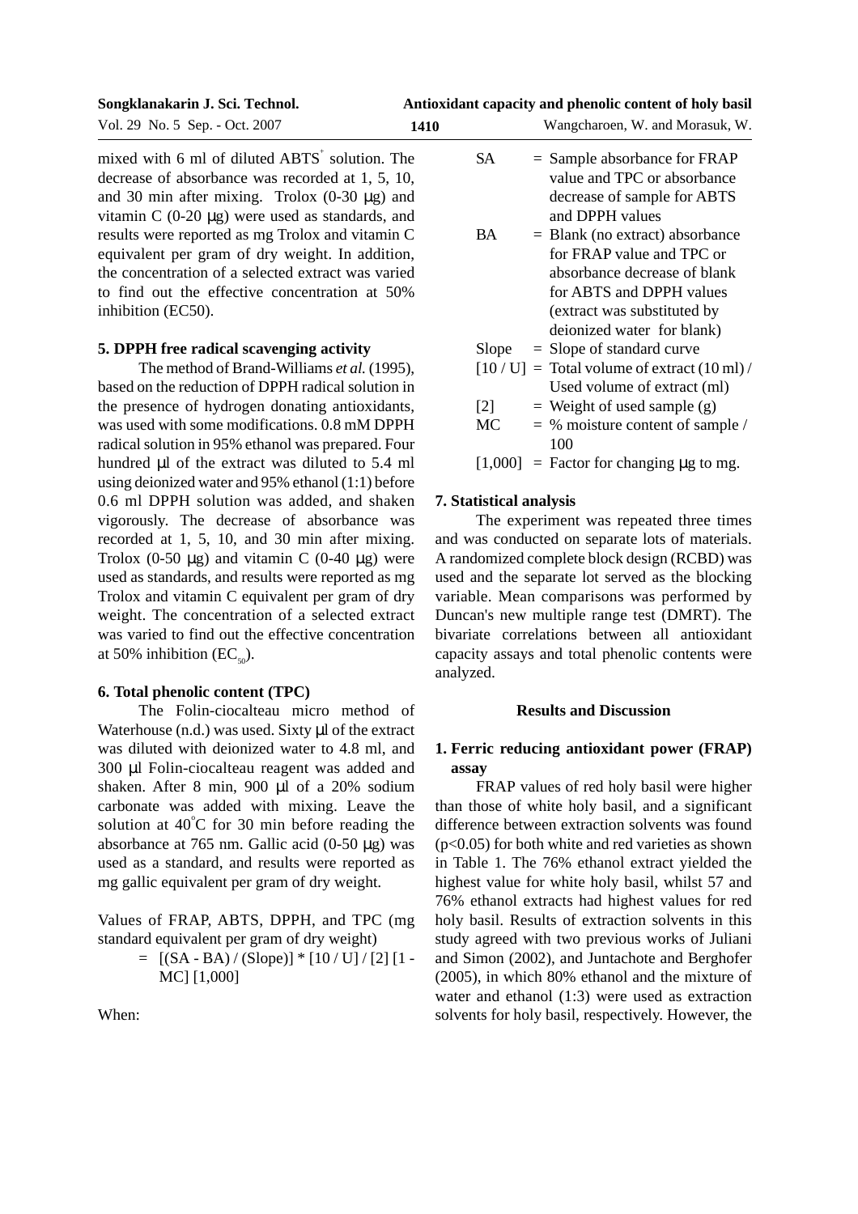mixed with 6 ml of diluted $ABTS^+$ solution. The decrease of absorbance was recorded at 1, 5, 10, and 30 min after mixing. Trolox (0-30 µg) and vitamin C (0-20 µg) were used as standards, and results were reported as mg Trolox and vitamin C equivalent per gram of dry weight. In addition, the concentration of a selected extract was varied to find out the effective concentration at 50% inhibition (EC50).

### 5. DPPH free radical scavenging activity

The method of Brand-Williams *et al.* (1995), based on the reduction of DPPH radical solution in the presence of hydrogen donating antioxidants, was used with some modifications. 0.8 mM DPPH radical solution in 95% ethanol was prepared. Four hundred µl of the extract was diluted to 5.4 ml using deionized water and 95% ethanol (1:1) before 0.6 ml DPPH solution was added, and shaken vigorously. The decrease of absorbance was recorded at 1, 5, 10, and 30 min after mixing. Trolox (0-50 µg) and vitamin C (0-40 µg) were used as standards, and results were reported as mg Trolox and vitamin C equivalent per gram of dry weight. The concentration of a selected extract was varied to find out the effective concentration at 50% inhibition ($EC_{50}$).

### 6. Total phenolic content (TPC)

The Folin-ciocalteau micro method of Waterhouse (n.d.) was used. Sixty µl of the extract was diluted with deionized water to 4.8 ml, and 300 µl Folin-ciocalteau reagent was added and shaken. After 8 min, 900 µl of a 20% sodium carbonate was added with mixing. Leave the solution at 40°C for 30 min before reading the absorbance at 765 nm. Gallic acid (0-50 µg) was used as a standard, and results were reported as mg gallic equivalent per gram of dry weight.

Values of FRAP, ABTS, DPPH, and TPC (mg standard equivalent per gram of dry weight)

= [(SA - BA) / (Slope)] * [10 / U] / [2] [1 - MC] [1,000]

When:

- SA = Sample absorbance for FRAP value and TPC or absorbance decrease of sample for ABTS and DPPH values
- BA = Blank (no extract) absorbance for FRAP value and TPC or absorbance decrease of blank for ABTS and DPPH values (extract was substituted by deionized water for blank)
- Slope = Slope of standard curve
- [10 / U] = Total volume of extract (10 ml) / Used volume of extract (ml)
- [2] = Weight of used sample (g)
- MC = % moisture content of sample / 100
- [1,000] = Factor for changing µg to mg.

### 7. Statistical analysis

The experiment was repeated three times and was conducted on separate lots of materials. A randomized complete block design (RCBD) was used and the separate lot served as the blocking variable. Mean comparisons was performed by Duncan's new multiple range test (DMRT). The bivariate correlations between all antioxidant capacity assays and total phenolic contents were analyzed.

## Results and Discussion

### 1. Ferric reducing antioxidant power (FRAP) assay

FRAP values of red holy basil were higher than those of white holy basil, and a significant difference between extraction solvents was found ($p<0.05$) for both white and red varieties as shown in Table 1. The 76% ethanol extract yielded the highest value for white holy basil, whilst 57 and 76% ethanol extracts had highest values for red holy basil. Results of extraction solvents in this study agreed with two previous works of Juliani and Simon (2002), and Juntachote and Berghofer (2005), in which 80% ethanol and the mixture of water and ethanol (1:3) were used as extraction solvents for holy basil, respectively. However, the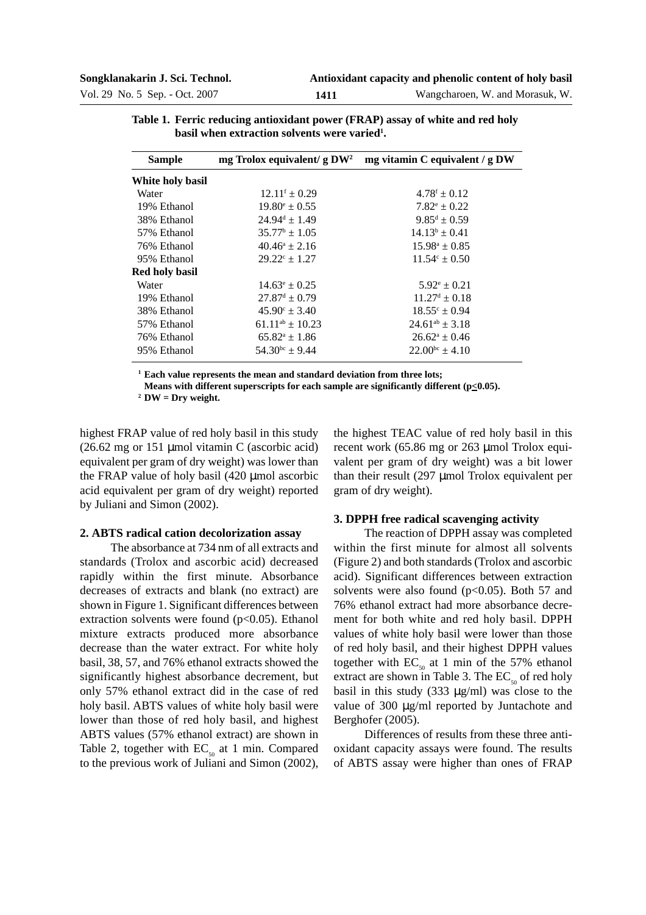**Table 1. Ferric reducing antioxidant power (FRAP) assay of white and red holy basil when extraction solvents were varied[1].**

| Sample | mg Trolox equivalent/ g DW[2] | mg vitamin C equivalent / g DW |
|---|---|---|
| **White holy basil** | | |
| Water | $12.11^{f} \pm 0.29$ | $4.78^{f} \pm 0.12$ |
| 19% Ethanol | $19.80^{e} \pm 0.55$ | $7.82^{e} \pm 0.22$ |
| 38% Ethanol | $24.94^{d} \pm 1.49$ | $9.85^{d} \pm 0.59$ |
| 57% Ethanol | $35.77^{b} \pm 1.05$ | $14.13^{b} \pm 0.41$ |
| 76% Ethanol | $40.46^{a} \pm 2.16$ | $15.98^{a} \pm 0.85$ |
| 95% Ethanol | $29.22^{c} \pm 1.27$ | $11.54^{c} \pm 0.50$ |
| **Red holy basil** | | |
| Water | $14.63^{e} \pm 0.25$ | $5.92^{e} \pm 0.21$ |
| 19% Ethanol | $27.87^{d} \pm 0.79$ | $11.27^{d} \pm 0.18$ |
| 38% Ethanol | $45.90^{c} \pm 3.40$ | $18.55^{c} \pm 0.94$ |
| 57% Ethanol | $61.11^{ab} \pm 10.23$ | $24.61^{ab} \pm 3.18$ |
| 76% Ethanol | $65.82^{a} \pm 1.86$ | $26.62^{a} \pm 0.46$ |
| 95% Ethanol | $54.30^{bc} \pm 9.44$ | $22.00^{bc} \pm 4.10$ |

[1] **Each value represents the mean and standard deviation from three lots; Means with different superscripts for each sample are significantly different ($p \leq 0.05$).**
[2] **DW = Dry weight.**

highest FRAP value of red holy basil in this study (26.62 mg or 151 µmol vitamin C (ascorbic acid) equivalent per gram of dry weight) was lower than the FRAP value of holy basil (420 µmol ascorbic acid equivalent per gram of dry weight) reported by Juliani and Simon (2002).

## 2. ABTS radical cation decolorization assay

The absorbance at 734 nm of all extracts and standards (Trolox and ascorbic acid) decreased rapidly within the first minute. Absorbance decreases of extracts and blank (no extract) are shown in Figure 1. Significant differences between extraction solvents were found ($p<0.05$). Ethanol mixture extracts produced more absorbance decrease than the water extract. For white holy basil, 38, 57, and 76% ethanol extracts showed the significantly highest absorbance decrement, but only 57% ethanol extract did in the case of red holy basil. ABTS values of white holy basil were lower than those of red holy basil, and highest ABTS values (57% ethanol extract) are shown in Table 2, together with $EC_{50}$ at 1 min. Compared to the previous work of Juliani and Simon (2002), the highest TEAC value of red holy basil in this recent work (65.86 mg or 263 µmol Trolox equivalent per gram of dry weight) was a bit lower than their result (297 µmol Trolox equivalent per gram of dry weight).

## 3. DPPH free radical scavenging activity

The reaction of DPPH assay was completed within the first minute for almost all solvents (Figure 2) and both standards (Trolox and ascorbic acid). Significant differences between extraction solvents were also found ($p<0.05$). Both 57 and 76% ethanol extract had more absorbance decrement for both white and red holy basil. DPPH values of white holy basil were lower than those of red holy basil, and their highest DPPH values together with $EC_{50}$ at 1 min of the 57% ethanol extract are shown in Table 3. The $EC_{50}$ of red holy basil in this study (333 µg/ml) was close to the value of 300 µg/ml reported by Juntachote and Berghofer (2005).

Differences of results from these three antioxidant capacity assays were found. The results of ABTS assay were higher than ones of FRAP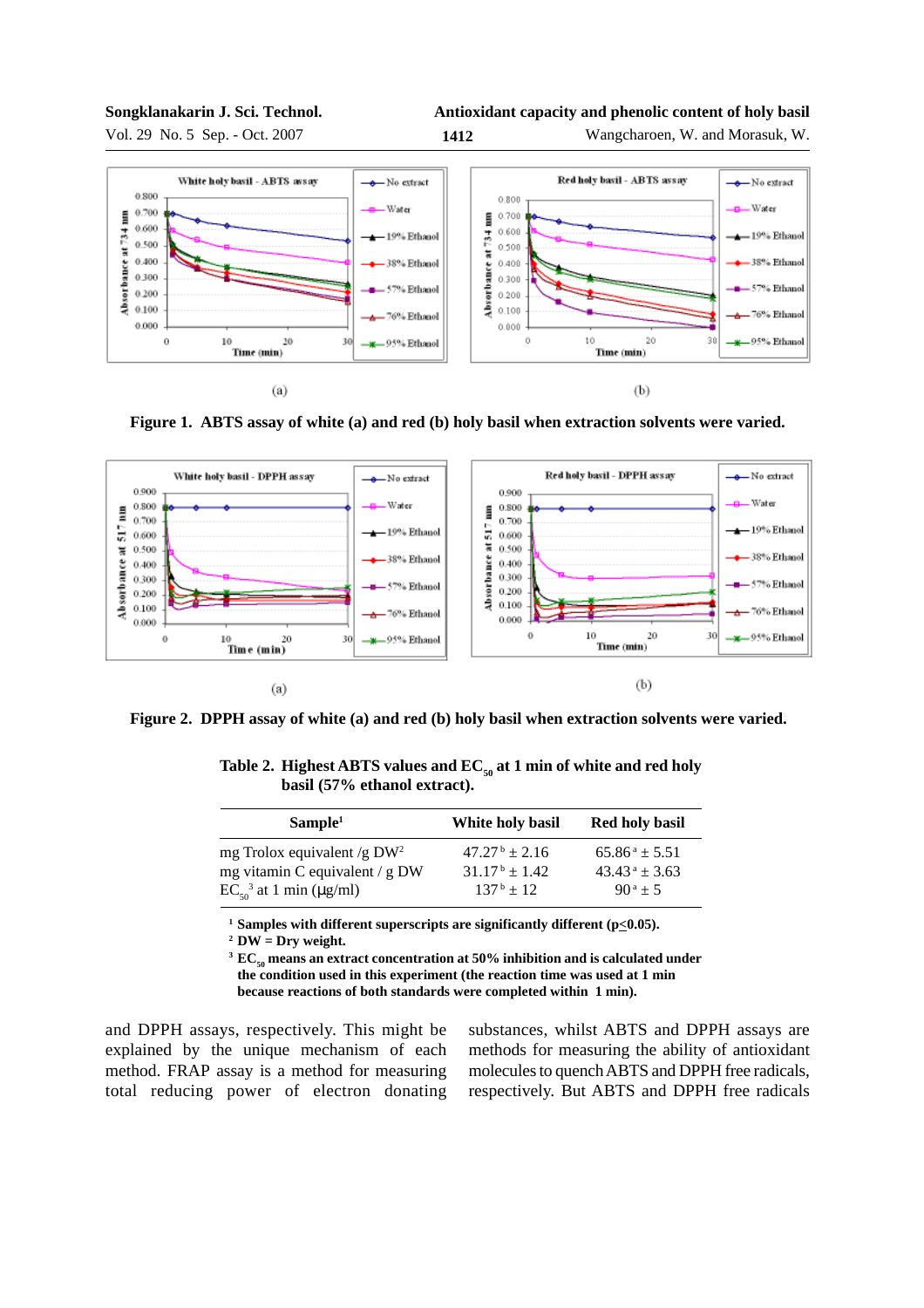Figure 1. ABTS assay of white (a) and red (b) holy basil when extraction solvents were varied.

Figure 2. DPPH assay of white (a) and red (b) holy basil when extraction solvents were varied.

**Table 2. Highest ABTS values and $EC_{50}$ at 1 min of white and red holy basil (57% ethanol extract).**

| Sample[1] | White holy basil | Red holy basil |
|---|---|---|
| mg Trolox equivalent /g DW[2] | $47.27^{b} \pm 2.16$ | $65.86^{a} \pm 5.51$ |
| mg vitamin C equivalent / g DW | $31.17^{b} \pm 1.42$ | $43.43^{a} \pm 3.63$ |
| $EC_{50}$[3] at 1 min (μg/ml) | $137^{b} \pm 12$ | $90^{a} \pm 5$ |

[1] Samples with different superscripts are significantly different ($p \leq 0.05$).
[2] DW = Dry weight.
[3] $EC_{50}$ means an extract concentration at 50% inhibition and is calculated under the condition used in this experiment (the reaction time was used at 1 min because reactions of both standards were completed within 1 min).

and DPPH assays, respectively. This might be explained by the unique mechanism of each method. FRAP assay is a method for measuring total reducing power of electron donating substances, whilst ABTS and DPPH assays are methods for measuring the ability of antioxidant molecules to quench ABTS and DPPH free radicals, respectively. But ABTS and DPPH free radicals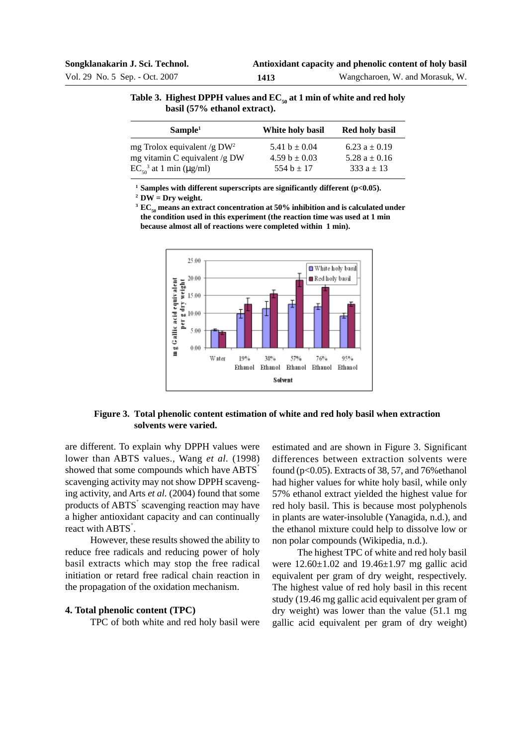**Table 3. Highest DPPH values and $EC_{50}$ at 1 min of white and red holy basil (57% ethanol extract).**

| Sample[1] | White holy basil | Red holy basil |
|---|---|---|
| mg Trolox equivalent /g DW[2] | 5.41 b ± 0.04 | 6.23 a ± 0.19 |
| mg vitamin C equivalent /g DW | 4.59 b ± 0.03 | 5.28 a ± 0.16 |
| $EC_{50}$[3] at 1 min (μg/ml) | 554 b ± 17 | 333 a ± 13 |

[1] Samples with different superscripts are significantly different ($p<0.05$).
[2] DW = Dry weight.
[3] $EC_{50}$ means an extract concentration at 50% inhibition and is calculated under the condition used in this experiment (the reaction time was used at 1 min because almost all of reactions were completed within 1 min).

**Figure 3. Total phenolic content estimation of white and red holy basil when extraction solvents were varied.**

are different. To explain why DPPH values were lower than ABTS values., Wang *et al.* (1998) showed that some compounds which have $ABTS^{+}$ scavenging activity may not show DPPH scavenging activity, and Arts *et al.* (2004) found that some products of $ABTS^{+}$ scavenging reaction may have a higher antioxidant capacity and can continually react with $ABTS^{+}$.

However, these results showed the ability to reduce free radicals and reducing power of holy basil extracts which may stop the free radical initiation or retard free radical chain reaction in the propagation of the oxidation mechanism.

## 4. Total phenolic content (TPC)

TPC of both white and red holy basil were estimated and are shown in Figure 3. Significant differences between extraction solvents were found ($p<0.05$). Extracts of 38, 57, and 76%ethanol had higher values for white holy basil, while only 57% ethanol extract yielded the highest value for red holy basil. This is because most polyphenols in plants are water-insoluble (Yanagida, n.d.), and the ethanol mixture could help to dissolve low or non polar compounds (Wikipedia, n.d.).

The highest TPC of white and red holy basil were 12.60±1.02 and 19.46±1.97 mg gallic acid equivalent per gram of dry weight, respectively. The highest value of red holy basil in this recent study (19.46 mg gallic acid equivalent per gram of dry weight) was lower than the value (51.1 mg gallic acid equivalent per gram of dry weight)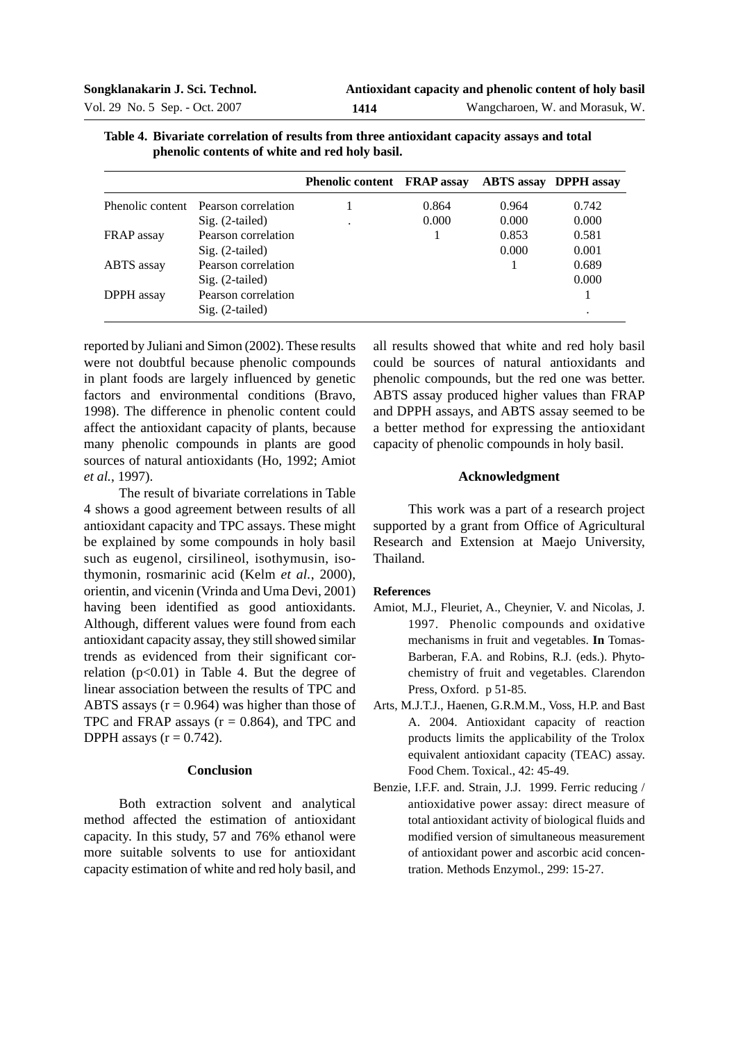**Table 4. Bivariate correlation of results from three antioxidant capacity assays and total phenolic contents of white and red holy basil.**

| | | Phenolic content | FRAP assay | ABTS assay | DPPH assay |
|---|---|---|---|---|---|
| Phenolic content | Pearson correlation | 1 | 0.864 | 0.964 | 0.742 |
| | Sig. (2-tailed) | . | 0.000 | 0.000 | 0.000 |
| FRAP assay | Pearson correlation | | 1 | 0.853 | 0.581 |
| | Sig. (2-tailed) | | | 0.000 | 0.001 |
| ABTS assay | Pearson correlation | | | 1 | 0.689 |
| | Sig. (2-tailed) | | | | 0.000 |
| DPPH assay | Pearson correlation | | | | 1 |
| | Sig. (2-tailed) | | | | . |

reported by Juliani and Simon (2002). These results were not doubtful because phenolic compounds in plant foods are largely influenced by genetic factors and environmental conditions (Bravo, 1998). The difference in phenolic content could affect the antioxidant capacity of plants, because many phenolic compounds in plants are good sources of natural antioxidants (Ho, 1992; Amiot *et al.*, 1997).

The result of bivariate correlations in Table 4 shows a good agreement between results of all antioxidant capacity and TPC assays. These might be explained by some compounds in holy basil such as eugenol, cirsilineol, isothymusin, isothymonin, rosmarinic acid (Kelm *et al.*, 2000), orientin, and vicenin (Vrinda and Uma Devi, 2001) having been identified as good antioxidants. Although, different values were found from each antioxidant capacity assay, they still showed similar trends as evidenced from their significant correlation ($p<0.01$) in Table 4. But the degree of linear association between the results of TPC and ABTS assays ($r = 0.964$) was higher than those of TPC and FRAP assays ($r = 0.864$), and TPC and DPPH assays ($r = 0.742$).

## Conclusion

Both extraction solvent and analytical method affected the estimation of antioxidant capacity. In this study, 57 and 76% ethanol were more suitable solvents to use for antioxidant capacity estimation of white and red holy basil, and all results showed that white and red holy basil could be sources of natural antioxidants and phenolic compounds, but the red one was better. ABTS assay produced higher values than FRAP and DPPH assays, and ABTS assay seemed to be a better method for expressing the antioxidant capacity of phenolic compounds in holy basil.

## Acknowledgment

This work was a part of a research project supported by a grant from Office of Agricultural Research and Extension at Maejo University, Thailand.

## References

Amiot, M.J., Fleuriet, A., Cheynier, V. and Nicolas, J. 1997. Phenolic compounds and oxidative mechanisms in fruit and vegetables. **In** Tomas-Barberan, F.A. and Robins, R.J. (eds.). Phytochemistry of fruit and vegetables. Clarendon Press, Oxford. p 51-85.

Arts, M.J.T.J., Haenen, G.R.M.M., Voss, H.P. and Bast A. 2004. Antioxidant capacity of reaction products limits the applicability of the Trolox equivalent antioxidant capacity (TEAC) assay. Food Chem. Toxical., 42: 45-49.

Benzie, I.F.F. and. Strain, J.J. 1999. Ferric reducing / antioxidative power assay: direct measure of total antioxidant activity of biological fluids and modified version of simultaneous measurement of antioxidant power and ascorbic acid concentration. Methods Enzymol., 299: 15-27.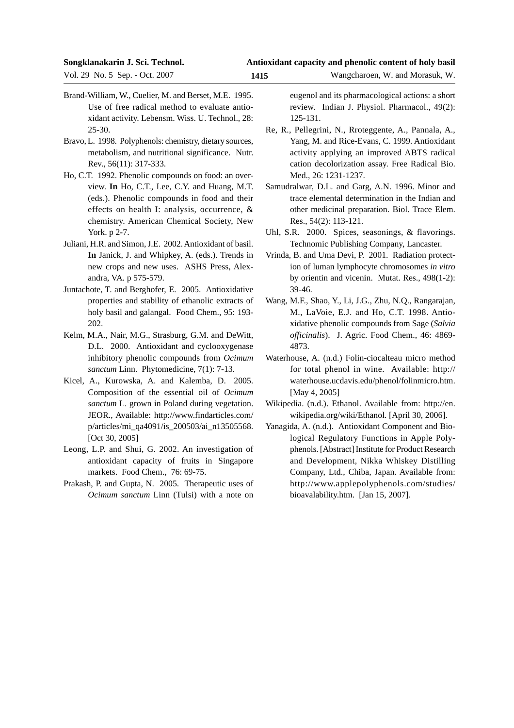Brand-William, W., Cuelier, M. and Berset, M.E. 1995. Use of free radical method to evaluate antioxidant activity. Lebensm. Wiss. U. Technol., 28: 25-30.

Bravo, L. 1998. Polyphenols: chemistry, dietary sources, metabolism, and nutritional significance. Nutr. Rev., 56(11): 317-333.

Ho, C.T. 1992. Phenolic compounds on food: an overview. **In** Ho, C.T., Lee, C.Y. and Huang, M.T. (eds.). Phenolic compounds in food and their effects on health I: analysis, occurrence, & chemistry. American Chemical Society, New York. p 2-7.

Juliani, H.R. and Simon, J.E. 2002. Antioxidant of basil. **In** Janick, J. and Whipkey, A. (eds.). Trends in new crops and new uses. ASHS Press, Alexandra, VA. p 575-579.

Juntachote, T. and Berghofer, E. 2005. Antioxidative properties and stability of ethanolic extracts of holy basil and galangal. Food Chem., 95: 193-202.

Kelm, M.A., Nair, M.G., Strasburg, G.M. and DeWitt, D.L. 2000. Antioxidant and cyclooxygenase inhibitory phenolic compounds from *Ocimum sanctum* Linn. Phytomedicine, 7(1): 7-13.

Kicel, A., Kurowska, A. and Kalemba, D. 2005. Composition of the essential oil of *Ocimum sanctum* L. grown in Poland during vegetation. JEOR., Available: http://www.findarticles.com/p/articles/mi_qa4091/is_200503/ai_n13505568. [Oct 30, 2005]

Leong, L.P. and Shui, G. 2002. An investigation of antioxidant capacity of fruits in Singapore markets. Food Chem., 76: 69-75.

Prakash, P. and Gupta, N. 2005. Therapeutic uses of *Ocimum sanctum* Linn (Tulsi) with a note on eugenol and its pharmacological actions: a short review. Indian J. Physiol. Pharmacol., 49(2): 125-131.

Re, R., Pellegrini, N., Rroteggente, A., Pannala, A., Yang, M. and Rice-Evans, C. 1999. Antioxidant activity applying an improved ABTS radical cation decolorization assay. Free Radical Bio. Med., 26: 1231-1237.

Samudralwar, D.L. and Garg, A.N. 1996. Minor and trace elemental determination in the Indian and other medicinal preparation. Biol. Trace Elem. Res., 54(2): 113-121.

Uhl, S.R. 2000. Spices, seasonings, & flavorings. Technomic Publishing Company, Lancaster.

Vrinda, B. and Uma Devi, P. 2001. Radiation protection of luman lymphocyte chromosomes *in vitro* by orientin and vicenin. Mutat. Res., 498(1-2): 39-46.

Wang, M.F., Shao, Y., Li, J.G., Zhu, N.Q., Rangarajan, M., LaVoie, E.J. and Ho, C.T. 1998. Antioxidative phenolic compounds from Sage (*Salvia officinalis*). J. Agric. Food Chem., 46: 4869-4873.

Waterhouse, A. (n.d.) Folin-ciocalteau micro method for total phenol in wine. Available: http://waterhouse.ucdavis.edu/phenol/folinmicro.htm. [May 4, 2005]

Wikipedia. (n.d.). Ethanol. Available from: http://en.wikipedia.org/wiki/Ethanol. [April 30, 2006].

Yanagida, A. (n.d.). Antioxidant Component and Biological Regulatory Functions in Apple Polyphenols. [Abstract] Institute for Product Research and Development, Nikka Whiskey Distilling Company, Ltd., Chiba, Japan. Available from: http://www.applepolyphenols.com/studies/bioavalability.htm. [Jan 15, 2007].